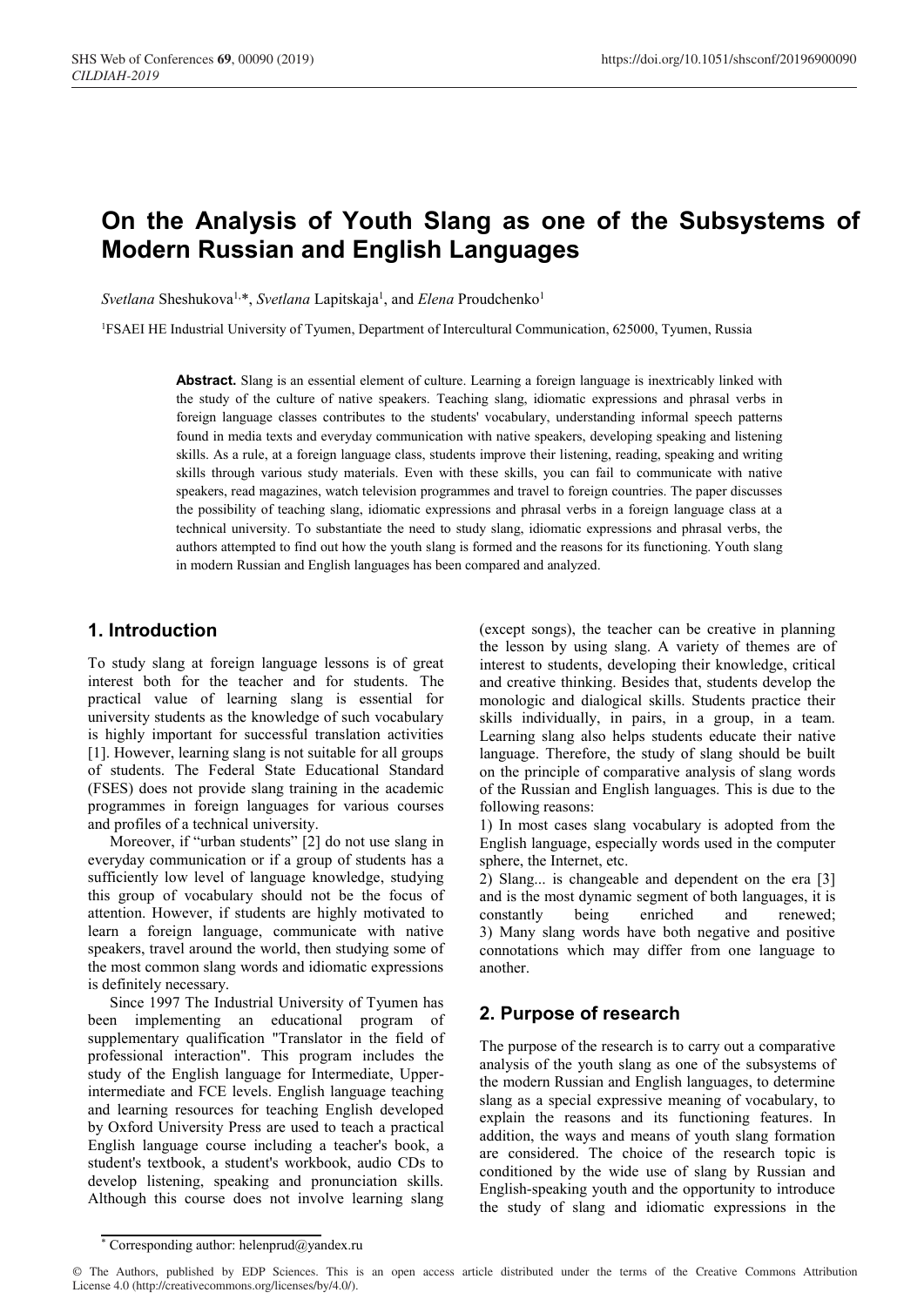# On the Analysis of Youth Slang as one of the Subsystems of Modern Russian and English Languages

*Svetlana* Sheshukova[1,*], *Svetlana* Lapitskaja[1], and *Elena* Proudchenko[1]

[1]FSAEI HE Industrial University of Tyumen, Department of Intercultural Communication, 625000, Tyumen, Russia

**Abstract.** Slang is an essential element of culture. Learning a foreign language is inextricably linked with the study of the culture of native speakers. Teaching slang, idiomatic expressions and phrasal verbs in foreign language classes contributes to the students' vocabulary, understanding informal speech patterns found in media texts and everyday communication with native speakers, developing speaking and listening skills. As a rule, at a foreign language class, students improve their listening, reading, speaking and writing skills through various study materials. Even with these skills, you can fail to communicate with native speakers, read magazines, watch television programmes and travel to foreign countries. The paper discusses the possibility of teaching slang, idiomatic expressions and phrasal verbs in a foreign language class at a technical university. To substantiate the need to study slang, idiomatic expressions and phrasal verbs, the authors attempted to find out how the youth slang is formed and the reasons for its functioning. Youth slang in modern Russian and English languages has been compared and analyzed.

## 1. Introduction

To study slang at foreign language lessons is of great interest both for the teacher and for students. The practical value of learning slang is essential for university students as the knowledge of such vocabulary is highly important for successful translation activities [1]. However, learning slang is not suitable for all groups of students. The Federal State Educational Standard (FSES) does not provide slang training in the academic programmes in foreign languages for various courses and profiles of a technical university.

Moreover, if "urban students" [2] do not use slang in everyday communication or if a group of students has a sufficiently low level of language knowledge, studying this group of vocabulary should not be the focus of attention. However, if students are highly motivated to learn a foreign language, communicate with native speakers, travel around the world, then studying some of the most common slang words and idiomatic expressions is definitely necessary.

Since 1997 The Industrial University of Tyumen has been implementing an educational program of supplementary qualification "Translator in the field of professional interaction". This program includes the study of the English language for Intermediate, Upper-intermediate and FCE levels. English language teaching and learning resources for teaching English developed by Oxford University Press are used to teach a practical English language course including a teacher's book, a student's textbook, a student's workbook, audio CDs to develop listening, speaking and pronunciation skills. Although this course does not involve learning slang (except songs), the teacher can be creative in planning the lesson by using slang. A variety of themes are of interest to students, developing their knowledge, critical and creative thinking. Besides that, students develop the monologic and dialogical skills. Students practice their skills individually, in pairs, in a group, in a team. Learning slang also helps students educate their native language. Therefore, the study of slang should be built on the principle of comparative analysis of slang words of the Russian and English languages. This is due to the following reasons:

1) In most cases slang vocabulary is adopted from the English language, especially words used in the computer sphere, the Internet, etc.

2) Slang... is changeable and dependent on the era [3] and is the most dynamic segment of both languages, it is constantly being enriched and renewed;

3) Many slang words have both negative and positive connotations which may differ from one language to another.

## 2. Purpose of research

The purpose of the research is to carry out a comparative analysis of the youth slang as one of the subsystems of the modern Russian and English languages, to determine slang as a special expressive meaning of vocabulary, to explain the reasons and its functioning features. In addition, the ways and means of youth slang formation are considered. The choice of the research topic is conditioned by the wide use of slang by Russian and English-speaking youth and the opportunity to introduce the study of slang and idiomatic expressions in the

* Corresponding author: helenprud@yandex.ru

© The Authors, published by EDP Sciences. This is an open access article distributed under the terms of the Creative Commons Attribution License 4.0 (http://creativecommons.org/licenses/by/4.0/).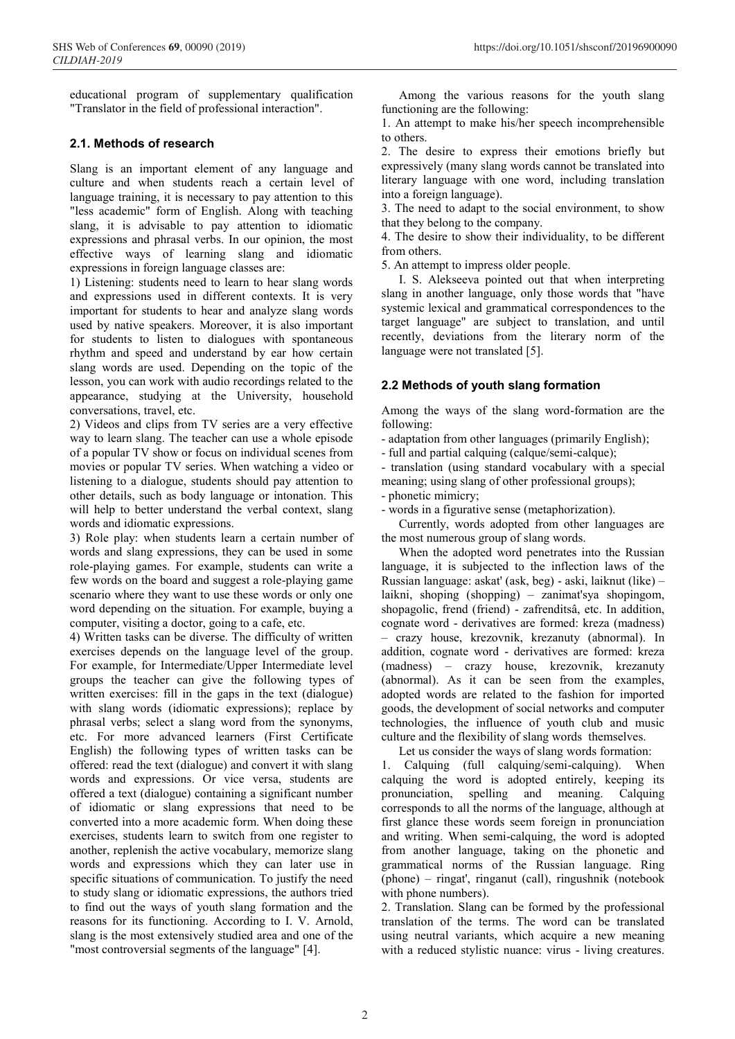educational program of supplementary qualification "Translator in the field of professional interaction".

## 2.1. Methods of research

Slang is an important element of any language and culture and when students reach a certain level of language training, it is necessary to pay attention to this "less academic" form of English. Along with teaching slang, it is advisable to pay attention to idiomatic expressions and phrasal verbs. In our opinion, the most effective ways of learning slang and idiomatic expressions in foreign language classes are:

1) Listening: students need to learn to hear slang words and expressions used in different contexts. It is very important for students to hear and analyze slang words used by native speakers. Moreover, it is also important for students to listen to dialogues with spontaneous rhythm and speed and understand by ear how certain slang words are used. Depending on the topic of the lesson, you can work with audio recordings related to the appearance, studying at the University, household conversations, travel, etc.

2) Videos and clips from TV series are a very effective way to learn slang. The teacher can use a whole episode of a popular TV show or focus on individual scenes from movies or popular TV series. When watching a video or listening to a dialogue, students should pay attention to other details, such as body language or intonation. This will help to better understand the verbal context, slang words and idiomatic expressions.

3) Role play: when students learn a certain number of words and slang expressions, they can be used in some role-playing games. For example, students can write a few words on the board and suggest a role-playing game scenario where they want to use these words or only one word depending on the situation. For example, buying a computer, visiting a doctor, going to a cafe, etc.

4) Written tasks can be diverse. The difficulty of written exercises depends on the language level of the group. For example, for Intermediate/Upper Intermediate level groups the teacher can give the following types of written exercises: fill in the gaps in the text (dialogue) with slang words (idiomatic expressions); replace by phrasal verbs; select a slang word from the synonyms, etc. For more advanced learners (First Certificate English) the following types of written tasks can be offered: read the text (dialogue) and convert it with slang words and expressions. Or vice versa, students are offered a text (dialogue) containing a significant number of idiomatic or slang expressions that need to be converted into a more academic form. When doing these exercises, students learn to switch from one register to another, replenish the active vocabulary, memorize slang words and expressions which they can later use in specific situations of communication. To justify the need to study slang or idiomatic expressions, the authors tried to find out the ways of youth slang formation and the reasons for its functioning. According to I. V. Arnold, slang is the most extensively studied area and one of the "most controversial segments of the language" [4].

Among the various reasons for the youth slang functioning are the following:

1. An attempt to make his/her speech incomprehensible to others.
2. The desire to express their emotions briefly but expressively (many slang words cannot be translated into literary language with one word, including translation into a foreign language).
3. The need to adapt to the social environment, to show that they belong to the company.
4. The desire to show their individuality, to be different from others.
5. An attempt to impress older people.

I. S. Alekseeva pointed out that when interpreting slang in another language, only those words that "have systemic lexical and grammatical correspondences to the target language" are subject to translation, and until recently, deviations from the literary norm of the language were not translated [5].

## 2.2 Methods of youth slang formation

Among the ways of the slang word-formation are the following:

- adaptation from other languages (primarily English);
- full and partial calquing (calque/semi-calque);
- translation (using standard vocabulary with a special meaning; using slang of other professional groups);
- phonetic mimicry;
- words in a figurative sense (metaphorization).

Currently, words adopted from other languages are the most numerous group of slang words.

When the adopted word penetrates into the Russian language, it is subjected to the inflection laws of the Russian language: askat' (ask, beg) - aski, laiknut (like) – laikni, shoping (shopping) – zanimat'sya shopingom, shopagolic, frend (friend) - zafrenditsâ, etc. In addition, cognate word - derivatives are formed: kreza (madness) – crazy house, krezovnik, krezanuty (abnormal). In addition, cognate word - derivatives are formed: kreza (madness) – crazy house, krezovnik, krezanuty (abnormal). As it can be seen from the examples, adopted words are related to the fashion for imported goods, the development of social networks and computer technologies, the influence of youth club and music culture and the flexibility of slang words themselves.

Let us consider the ways of slang words formation:

1. Calquing (full calquing/semi-calquing). When calquing the word is adopted entirely, keeping its pronunciation, spelling and meaning. Calquing corresponds to all the norms of the language, although at first glance these words seem foreign in pronunciation and writing. When semi-calquing, the word is adopted from another language, taking on the phonetic and grammatical norms of the Russian language. Ring (phone) – ringat', ringanut (call), ringushnik (notebook with phone numbers).
2. Translation. Slang can be formed by the professional translation of the terms. The word can be translated using neutral variants, which acquire a new meaning with a reduced stylistic nuance: virus - living creatures.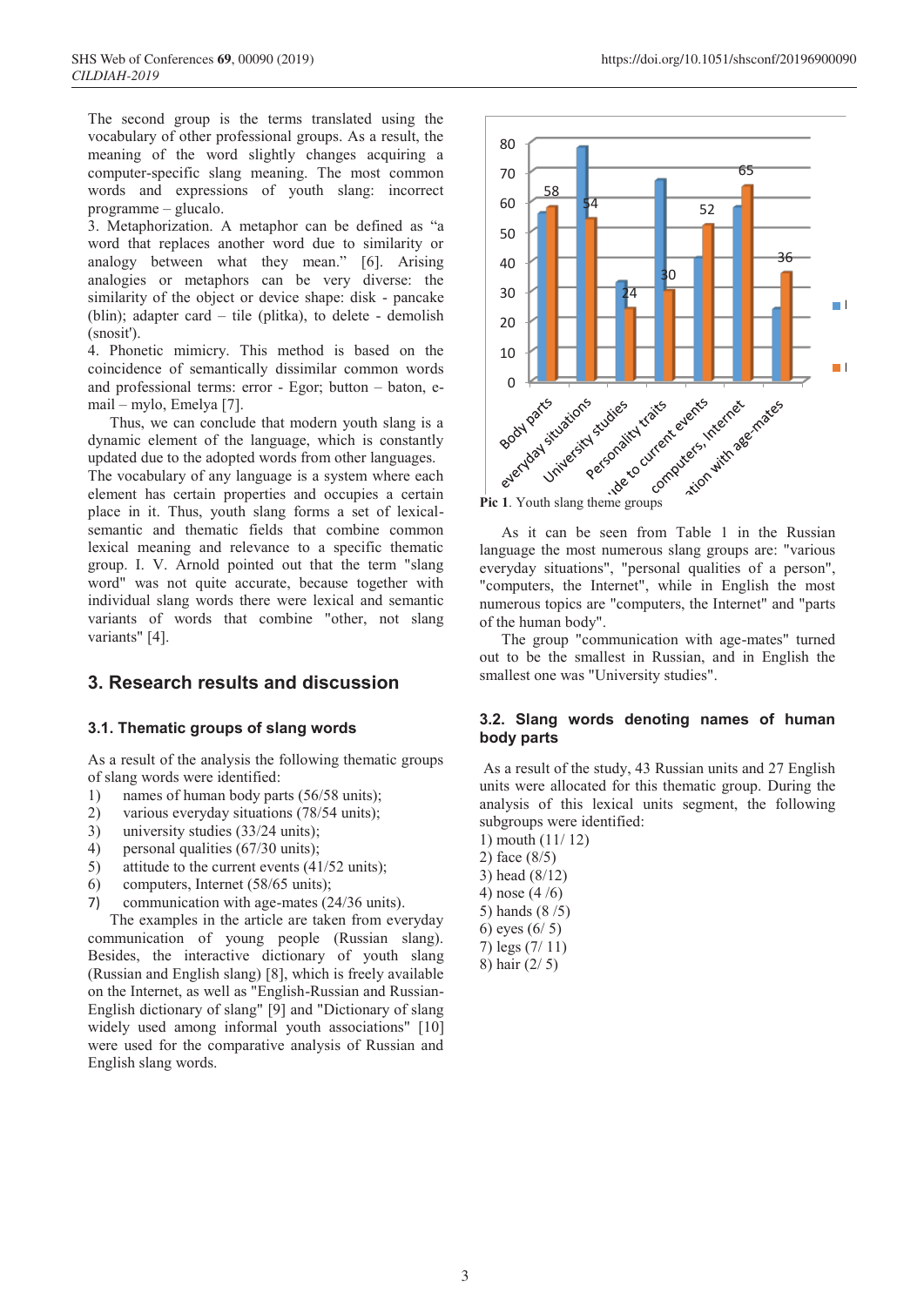The second group is the terms translated using the vocabulary of other professional groups. As a result, the meaning of the word slightly changes acquiring a computer-specific slang meaning. The most common words and expressions of youth slang: incorrect programme – glucalo.

3. Metaphorization. A metaphor can be defined as "a word that replaces another word due to similarity or analogy between what they mean." [6]. Arising analogies or metaphors can be very diverse: the similarity of the object or device shape: disk - pancake (blin); adapter card – tile (plitka), to delete - demolish (snosit').

4. Phonetic mimicry. This method is based on the coincidence of semantically dissimilar common words and professional terms: error - Egor; button – baton, e-mail – mylo, Emelya [7].

Thus, we can conclude that modern youth slang is a dynamic element of the language, which is constantly updated due to the adopted words from other languages. The vocabulary of any language is a system where each element has certain properties and occupies a certain place in it. Thus, youth slang forms a set of lexical-semantic and thematic fields that combine common lexical meaning and relevance to a specific thematic group. I. V. Arnold pointed out that the term "slang word" was not quite accurate, because together with individual slang words there were lexical and semantic variants of words that combine "other, not slang variants" [4].

## 3. Research results and discussion

### 3.1. Thematic groups of slang words

As a result of the analysis the following thematic groups of slang words were identified:

1) names of human body parts (56/58 units);
2) various everyday situations (78/54 units);
3) university studies (33/24 units);
4) personal qualities (67/30 units);
5) attitude to the current events (41/52 units);
6) computers, Internet (58/65 units);
7) communication with age-mates (24/36 units).

The examples in the article are taken from everyday communication of young people (Russian slang). Besides, the interactive dictionary of youth slang (Russian and English slang) [8], which is freely available on the Internet, as well as "English-Russian and Russian-English dictionary of slang" [9] and "Dictionary of slang widely used among informal youth associations" [10] were used for the comparative analysis of Russian and English slang words.

**Pic 1**. Youth slang theme groups

As it can be seen from Table 1 in the Russian language the most numerous slang groups are: "various everyday situations", "personal qualities of a person", "computers, the Internet", while in English the most numerous topics are "computers, the Internet" and "parts of the human body".

The group "communication with age-mates" turned out to be the smallest in Russian, and in English the smallest one was "University studies".

### 3.2. Slang words denoting names of human body parts

As a result of the study, 43 Russian units and 27 English units were allocated for this thematic group. During the analysis of this lexical units segment, the following subgroups were identified:

1) mouth (11/ 12)
2) face (8/5)
3) head (8/12)
4) nose (4 /6)
5) hands (8 /5)
6) eyes (6/ 5)
7) legs (7/ 11)
8) hair (2/ 5)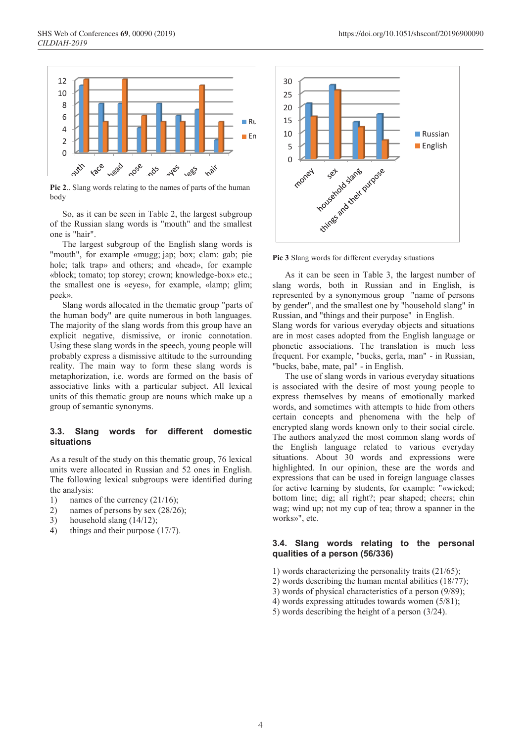Pic 2.. Slang words relating to the names of parts of the human body

So, as it can be seen in Table 2, the largest subgroup of the Russian slang words is "mouth" and the smallest one is "hair".

The largest subgroup of the English slang words is "mouth", for example «mugg; jap; box; clam: gab; pie hole; talk trap» and others; and «head», for example «block; tomato; top storey; crown; knowledge-box» etc.; the smallest one is «eyes», for example, «lamp; glim; peek».

Slang words allocated in the thematic group "parts of the human body" are quite numerous in both languages. The majority of the slang words from this group have an explicit negative, dismissive, or ironic connotation. Using these slang words in the speech, young people will probably express a dismissive attitude to the surrounding reality. The main way to form these slang words is metaphorization, i.e. words are formed on the basis of associative links with a particular subject. All lexical units of this thematic group are nouns which make up a group of semantic synonyms.

### 3.3. Slang words for different domestic situations

As a result of the study on this thematic group, 76 lexical units were allocated in Russian and 52 ones in English. The following lexical subgroups were identified during the analysis:

1) names of the currency (21/16);
2) names of persons by sex (28/26);
3) household slang (14/12);
4) things and their purpose (17/7).

Pic 3 Slang words for different everyday situations

As it can be seen in Table 3, the largest number of slang words, both in Russian and in English, is represented by a synonymous group "name of persons by gender", and the smallest one by "household slang" in Russian, and "things and their purpose" in English.

Slang words for various everyday objects and situations are in most cases adopted from the English language or phonetic associations. The translation is much less frequent. For example, "bucks, gerla, man" - in Russian, "bucks, babe, mate, pal" - in English.

The use of slang words in various everyday situations is associated with the desire of most young people to express themselves by means of emotionally marked words, and sometimes with attempts to hide from others certain concepts and phenomena with the help of encrypted slang words known only to their social circle. The authors analyzed the most common slang words of the English language related to various everyday situations. About 30 words and expressions were highlighted. In our opinion, these are the words and expressions that can be used in foreign language classes for active learning by students, for example: "«wicked; bottom line; dig; all right?; pear shaped; cheers; chin wag; wind up; not my cup of tea; throw a spanner in the works»", etc.

### 3.4. Slang words relating to the personal qualities of a person (56/336)

1) words characterizing the personality traits (21/65);
2) words describing the human mental abilities (18/77);
3) words of physical characteristics of a person (9/89);
4) words expressing attitudes towards women (5/81);
5) words describing the height of a person (3/24).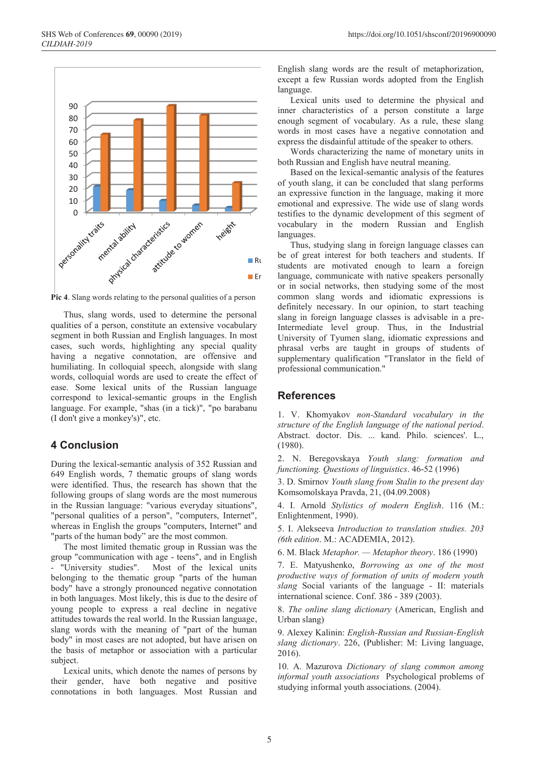90
80
70
60
50
40
30
20
10
0

personality traits
mental ability
physical characteristics
attitude to women
height

Ru
En

**Pic 4**. Slang words relating to the personal qualities of a person

Thus, slang words, used to determine the personal qualities of a person, constitute an extensive vocabulary segment in both Russian and English languages. In most cases, such words, highlighting any special quality having a negative connotation, are offensive and humiliating. In colloquial speech, alongside with slang words, colloquial words are used to create the effect of ease. Some lexical units of the Russian language correspond to lexical-semantic groups in the English language. For example, "shas (in a tick)", "po barabanu (I don't give a monkey's)", etc.

## 4 Conclusion

During the lexical-semantic analysis of 352 Russian and 649 English words, 7 thematic groups of slang words were identified. Thus, the research has shown that the following groups of slang words are the most numerous in the Russian language: "various everyday situations", "personal qualities of a person", "computers, Internet", whereas in English the groups "computers, Internet" and "parts of the human body" are the most common.

The most limited thematic group in Russian was the group "communication with age - teens", and in English - "University studies". Most of the lexical units belonging to the thematic group "parts of the human body" have a strongly pronounced negative connotation in both languages. Most likely, this is due to the desire of young people to express a real decline in negative attitudes towards the real world. In the Russian language, slang words with the meaning of "part of the human body" in most cases are not adopted, but have arisen on the basis of metaphor or association with a particular subject.

Lexical units, which denote the names of persons by their gender, have both negative and positive connotations in both languages. Most Russian and English slang words are the result of metaphorization, except a few Russian words adopted from the English language.

Lexical units used to determine the physical and inner characteristics of a person constitute a large enough segment of vocabulary. As a rule, these slang words in most cases have a negative connotation and express the disdainful attitude of the speaker to others.

Words characterizing the name of monetary units in both Russian and English have neutral meaning.

Based on the lexical-semantic analysis of the features of youth slang, it can be concluded that slang performs an expressive function in the language, making it more emotional and expressive. The wide use of slang words testifies to the dynamic development of this segment of vocabulary in the modern Russian and English languages.

Thus, studying slang in foreign language classes can be of great interest for both teachers and students. If students are motivated enough to learn a foreign language, communicate with native speakers personally or in social networks, then studying some of the most common slang words and idiomatic expressions is definitely necessary. In our opinion, to start teaching slang in foreign language classes is advisable in a pre-Intermediate level group. Thus, in the Industrial University of Tyumen slang, idiomatic expressions and phrasal verbs are taught in groups of students of supplementary qualification "Translator in the field of professional communication."

## References

1. V. Khomyakov *non-Standard vocabulary in the structure of the English language of the national period*. Abstract. doctor. Dis. ... kand. Philo. sciences'. L., (1980).

2. N. Beregovskaya *Youth slang: formation and functioning. Questions of linguistics*. 46-52 (1996)

3. D. Smirnov *Youth slang from Stalin to the present day* Komsomolskaya Pravda, 21, (04.09.2008)

4. I. Arnold *Stylistics of modern English*. 116 (M.: Enlightenment, 1990).

5. I. Alekseeva *Introduction to translation studies. 203 (6th edition*. M.: ACADEMIA, 2012).

6. M. Black *Metaphor. — Metaphor theory*. 186 (1990)

7. E. Matyushenko, *Borrowing as one of the most productive ways of formation of units of modern youth slang* Social variants of the language - II: materials international science. Conf. 386 - 389 (2003).

8. *The online slang dictionary* (American, English and Urban slang)

9. Alexey Kalinin: *English-Russian and Russian-English slang dictionary*. 226, (Publisher: M: Living language, 2016).

10. A. Mazurova *Dictionary of slang common among informal youth associations* Psychological problems of studying informal youth associations. (2004).